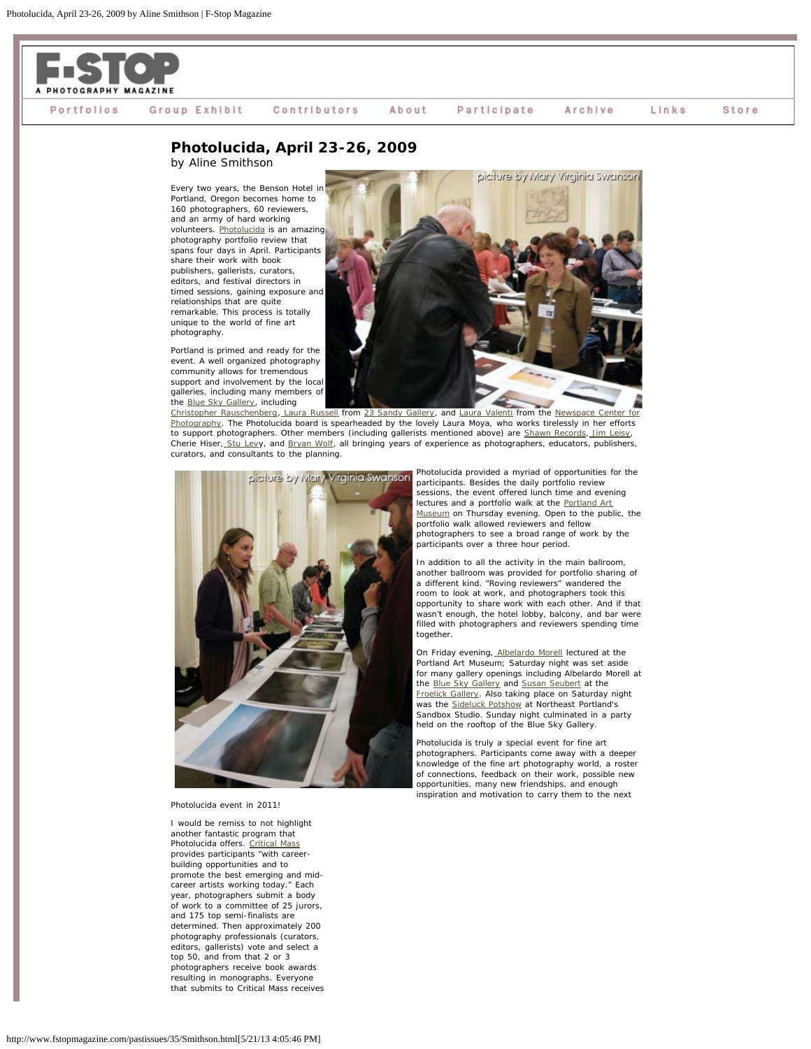# Photolucida, April 23-26, 2009

by Aline Smithson

Every two years, the Benson Hotel in Portland, Oregon becomes home to 160 photographers, 60 reviewers, and an army of hard working volunteers. Photolucida is an amazing photography portfolio review that spans four days in April. Participants share their work with book publishers, gallerists, curators, editors, and festival directors in timed sessions, gaining exposure and relationships that are quite remarkable. This process is totally unique to the world of fine art photography.

picture by Mary Virginia Swanson

Portland is primed and ready for the event. A well organized photography community allows for tremendous support and involvement by the local galleries, including many members of the Blue Sky Gallery, including Christopher Rauschenberg, Laura Russell from 23 Sandy Gallery, and Laura Valenti from the Newspace Center for Photography. The Photolucida board is spearheaded by the lovely Laura Moya, who works tirelessly in her efforts to support photographers. Other members (including gallerists mentioned above) are Shawn Records, Jim Leisy, Cherie Hiser, Stu Levy, and Bryan Wolf, all bringing years of experience as photographers, educators, publishers, curators, and consultants to the planning.

picture by Mary Virginia Swanson

Photolucida provided a myriad of opportunities for the participants. Besides the daily portfolio review sessions, the event offered lunch time and evening lectures and a portfolio walk at the Portland Art Museum on Thursday evening. Open to the public, the portfolio walk allowed reviewers and fellow photographers to see a broad range of work by the participants over a three hour period.

In addition to all the activity in the main ballroom, another ballroom was provided for portfolio sharing of a different kind. "Roving reviewers" wandered the room to look at work, and photographers took this opportunity to share work with each other. And if that wasn't enough, the hotel lobby, balcony, and bar were filled with photographers and reviewers spending time together.

On Friday evening, Albelardo Morell lectured at the Portland Art Museum; Saturday night was set aside for many gallery openings including Albelardo Morell at the Blue Sky Gallery and Susan Seubert at the Froelick Gallery. Also taking place on Saturday night was the Sideluck Potshow at Northeast Portland's Sandbox Studio. Sunday night culminated in a party held on the rooftop of the Blue Sky Gallery.

Photolucida is truly a special event for fine art photographers. Participants come away with a deeper knowledge of the fine art photography world, a roster of connections, feedback on their work, possible new opportunities, many new friendships, and enough inspiration and motivation to carry them to the next Photolucida event in 2011!

I would be remiss to not highlight another fantastic program that Photolucida offers. Critical Mass provides participants "with career-building opportunities and to promote the best emerging and mid-career artists working today." Each year, photographers submit a body of work to a committee of 25 jurors, and 175 top semi-finalists are determined. Then approximately 200 photography professionals (curators, editors, gallerists) vote and select a top 50, and from that 2 or 3 photographers receive book awards resulting in monographs. Everyone that submits to Critical Mass receives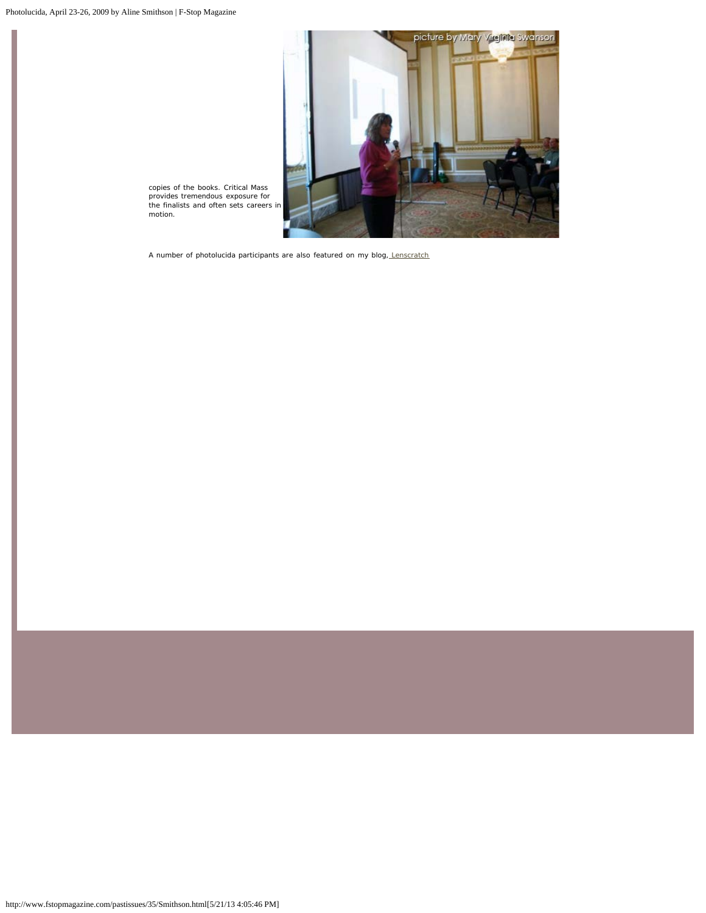copies of the books. Critical Mass provides tremendous exposure for the finalists and often sets careers in motion.

A number of photolucida participants are also featured on my blog, Lenscratch